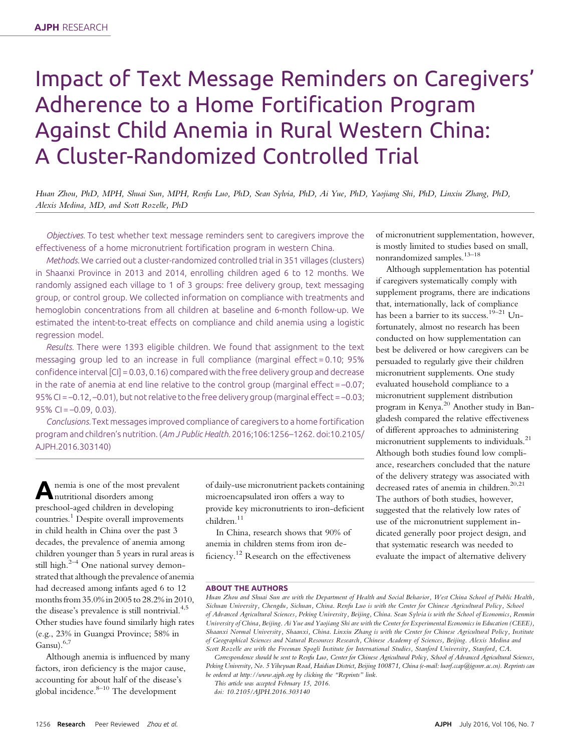# Impact of Text Message Reminders on Caregivers' Adherence to a Home Fortification Program Against Child Anemia in Rural Western China: A Cluster-Randomized Controlled Trial

*Huan Zhou, PhD, MPH, Shuai Sun, MPH, Renfu Luo, PhD, Sean Sylvia, PhD, Ai Yue, PhD, Yaojiang Shi, PhD, Linxiu Zhang, PhD, Alexis Medina, MD, and Scott Rozelle, PhD*

*Objectives.* To test whether text message reminders sent to caregivers improve the effectiveness of a home micronutrient fortification program in western China.

*Methods.* We carried out a cluster-randomized controlled trial in 351 villages (clusters) in Shaanxi Province in 2013 and 2014, enrolling children aged 6 to 12 months. We randomly assigned each village to 1 of 3 groups: free delivery group, text messaging group, or control group. We collected information on compliance with treatments and hemoglobin concentrations from all children at baseline and 6-month follow-up. We estimated the intent-to-treat effects on compliance and child anemia using a logistic regression model.

*Results.* There were 1393 eligible children. We found that assignment to the text messaging group led to an increase in full compliance (marginal effect = 0.10; 95% confidence interval [CI] = 0.03, 0.16) compared with the free delivery group and decrease in the rate of anemia at end line relative to the control group (marginal effect = –0.07; 95% CI = –0.12, –0.01), but not relative to the free delivery group (marginal effect = –0.03; 95% CI = –0.09, 0.03).

*Conclusions.* Text messages improved compliance of caregivers to a home fortification program and children's nutrition. (*Am J Public Health.* 2016;106:1256–1262. doi:10.2105/AJPH.2016.303140)

Anemia is one of the most prevalent nutritional disorders among preschool-aged children in developing countries.[1] Despite overall improvements in child health in China over the past 3 decades, the prevalence of anemia among children younger than 5 years in rural areas is still high.[2–4] One national survey demonstrated that although the prevalence of anemia had decreased among infants aged 6 to 12 months from 35.0% in 2005 to 28.2% in 2010, the disease's prevalence is still nontrivial.[4,5] Other studies have found similarly high rates (e.g., 23% in Guangxi Province; 58% in Gansu).[6,7]

Although anemia is influenced by many factors, iron deficiency is the major cause, accounting for about half of the disease's global incidence.[8–10] The development of daily-use micronutrient packets containing microencapsulated iron offers a way to provide key micronutrients to iron-deficient children.[11]

In China, research shows that 90% of anemia in children stems from iron deficiency.[12] Research on the effectiveness of micronutrient supplementation, however, is mostly limited to studies based on small, nonrandomized samples.[13–18]

Although supplementation has potential if caregivers systematically comply with supplement programs, there are indications that, internationally, lack of compliance has been a barrier to its success.[19–21] Unfortunately, almost no research has been conducted on how supplementation can best be delivered or how caregivers can be persuaded to regularly give their children micronutrient supplements. One study evaluated household compliance to a micronutrient supplement distribution program in Kenya.[20] Another study in Bangladesh compared the relative effectiveness of different approaches to administering micronutrient supplements to individuals.[21] Although both studies found low compliance, researchers concluded that the nature of the delivery strategy was associated with decreased rates of anemia in children.[20,21] The authors of both studies, however, suggested that the relatively low rates of use of the micronutrient supplement indicated generally poor project design, and that systematic research was needed to evaluate the impact of alternative delivery

## ABOUT THE AUTHORS

*Huan Zhou and Shuai Sun are with the Department of Health and Social Behavior, West China School of Public Health, Sichuan University, Chengdu, Sichuan, China. Renfu Luo is with the Center for Chinese Agricultural Policy, School of Advanced Agricultural Sciences, Peking University, Beijing, China. Sean Sylvia is with the School of Economics, Renmin University of China, Beijing. Ai Yue and Yaojiang Shi are with the Center for Experimental Economics in Education (CEEE), Shaanxi Normal University, Shaanxi, China. Linxiu Zhang is with the Center for Chinese Agricultural Policy, Institute of Geographical Sciences and Natural Resources Research, Chinese Academy of Sciences, Beijing. Alexis Medina and Scott Rozelle are with the Freeman Spogli Institute for International Studies, Stanford University, Stanford, CA.*

*Correspondence should be sent to Renfu Luo, Center for Chinese Agricultural Policy, School of Advanced Agricultural Sciences, Peking University, No. 5 Yiheyuan Road, Haidian District, Beijing 100871, China (e-mail: luorf.ccap@igsnrr.ac.cn). Reprints can be ordered at http://www.ajph.org by clicking the "Reprints" link.*

*This article was accepted February 15, 2016.*

*doi: 10.2105/AJPH.2016.303140*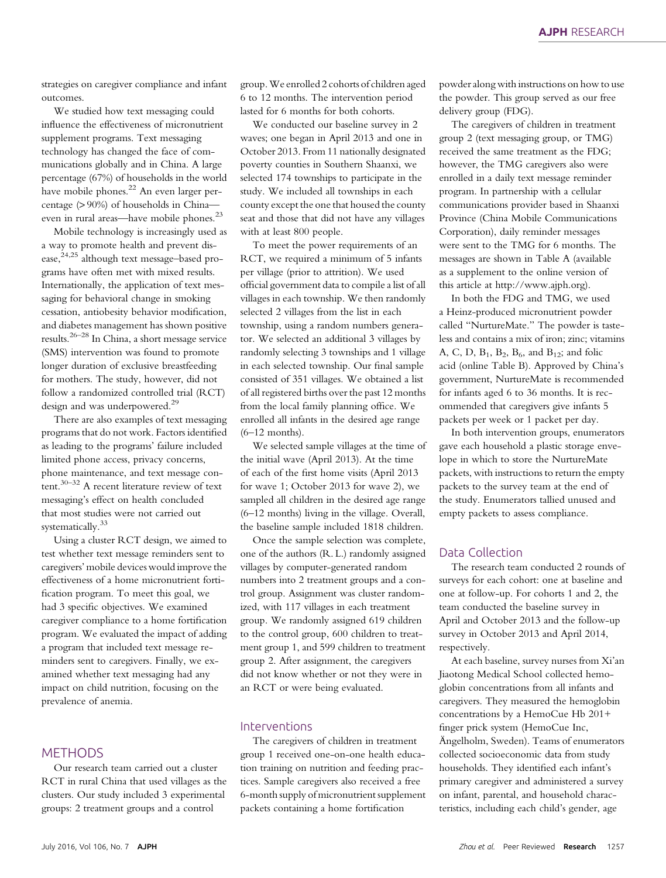strategies on caregiver compliance and infant outcomes.

We studied how text messaging could influence the effectiveness of micronutrient supplement programs. Text messaging technology has changed the face of communications globally and in China. A large percentage (67%) of households in the world have mobile phones.[22] An even larger percentage (> 90%) of households in China—even in rural areas—have mobile phones.[23]

Mobile technology is increasingly used as a way to promote health and prevent disease,[24,25] although text message–based programs have often met with mixed results. Internationally, the application of text messaging for behavioral change in smoking cessation, antiobesity behavior modification, and diabetes management has shown positive results.[26–28] In China, a short message service (SMS) intervention was found to promote longer duration of exclusive breastfeeding for mothers. The study, however, did not follow a randomized controlled trial (RCT) design and was underpowered.[29]

There are also examples of text messaging programs that do not work. Factors identified as leading to the programs' failure included limited phone access, privacy concerns, phone maintenance, and text message content.[30–32] A recent literature review of text messaging's effect on health concluded that most studies were not carried out systematically.[33]

Using a cluster RCT design, we aimed to test whether text message reminders sent to caregivers' mobile devices would improve the effectiveness of a home micronutrient fortification program. To meet this goal, we had 3 specific objectives. We examined caregiver compliance to a home fortification program. We evaluated the impact of adding a program that included text message reminders sent to caregivers. Finally, we examined whether text messaging had any impact on child nutrition, focusing on the prevalence of anemia.

## METHODS

Our research team carried out a cluster RCT in rural China that used villages as the clusters. Our study included 3 experimental groups: 2 treatment groups and a control group. We enrolled 2 cohorts of children aged 6 to 12 months. The intervention period lasted for 6 months for both cohorts.

We conducted our baseline survey in 2 waves; one began in April 2013 and one in October 2013. From 11 nationally designated poverty counties in Southern Shaanxi, we selected 174 townships to participate in the study. We included all townships in each county except the one that housed the county seat and those that did not have any villages with at least 800 people.

To meet the power requirements of an RCT, we required a minimum of 5 infants per village (prior to attrition). We used official government data to compile a list of all villages in each township. We then randomly selected 2 villages from the list in each township, using a random numbers generator. We selected an additional 3 villages by randomly selecting 3 townships and 1 village in each selected township. Our final sample consisted of 351 villages. We obtained a list of all registered births over the past 12 months from the local family planning office. We enrolled all infants in the desired age range (6–12 months).

We selected sample villages at the time of the initial wave (April 2013). At the time of each of the first home visits (April 2013 for wave 1; October 2013 for wave 2), we sampled all children in the desired age range (6–12 months) living in the village. Overall, the baseline sample included 1818 children.

Once the sample selection was complete, one of the authors (R. L.) randomly assigned villages by computer-generated random numbers into 2 treatment groups and a control group. Assignment was cluster randomized, with 117 villages in each treatment group. We randomly assigned 619 children to the control group, 600 children to treatment group 1, and 599 children to treatment group 2. After assignment, the caregivers did not know whether or not they were in an RCT or were being evaluated.

### Interventions

The caregivers of children in treatment group 1 received one-on-one health education training on nutrition and feeding practices. Sample caregivers also received a free 6-month supply of micronutrient supplement packets containing a home fortification powder along with instructions on how to use the powder. This group served as our free delivery group (FDG).

The caregivers of children in treatment group 2 (text messaging group, or TMG) received the same treatment as the FDG; however, the TMG caregivers also were enrolled in a daily text message reminder program. In partnership with a cellular communications provider based in Shaanxi Province (China Mobile Communications Corporation), daily reminder messages were sent to the TMG for 6 months. The messages are shown in Table A (available as a supplement to the online version of this article at http://www.ajph.org).

In both the FDG and TMG, we used a Heinz-produced micronutrient powder called "NurtureMate." The powder is tasteless and contains a mix of iron; zinc; vitamins A, C, D, $B_1$, $B_2$, $B_6$, and $B_{12}$; and folic acid (online Table B). Approved by China's government, NurtureMate is recommended for infants aged 6 to 36 months. It is recommended that caregivers give infants 5 packets per week or 1 packet per day.

In both intervention groups, enumerators gave each household a plastic storage envelope in which to store the NurtureMate packets, with instructions to return the empty packets to the survey team at the end of the study. Enumerators tallied unused and empty packets to assess compliance.

### Data Collection

The research team conducted 2 rounds of surveys for each cohort: one at baseline and one at follow-up. For cohorts 1 and 2, the team conducted the baseline survey in April and October 2013 and the follow-up survey in October 2013 and April 2014, respectively.

At each baseline, survey nurses from Xi'an Jiaotong Medical School collected hemoglobin concentrations from all infants and caregivers. They measured the hemoglobin concentrations by a HemoCue Hb 201+ finger prick system (HemoCue Inc, Ängelholm, Sweden). Teams of enumerators collected socioeconomic data from study households. They identified each infant's primary caregiver and administered a survey on infant, parental, and household characteristics, including each child's gender, age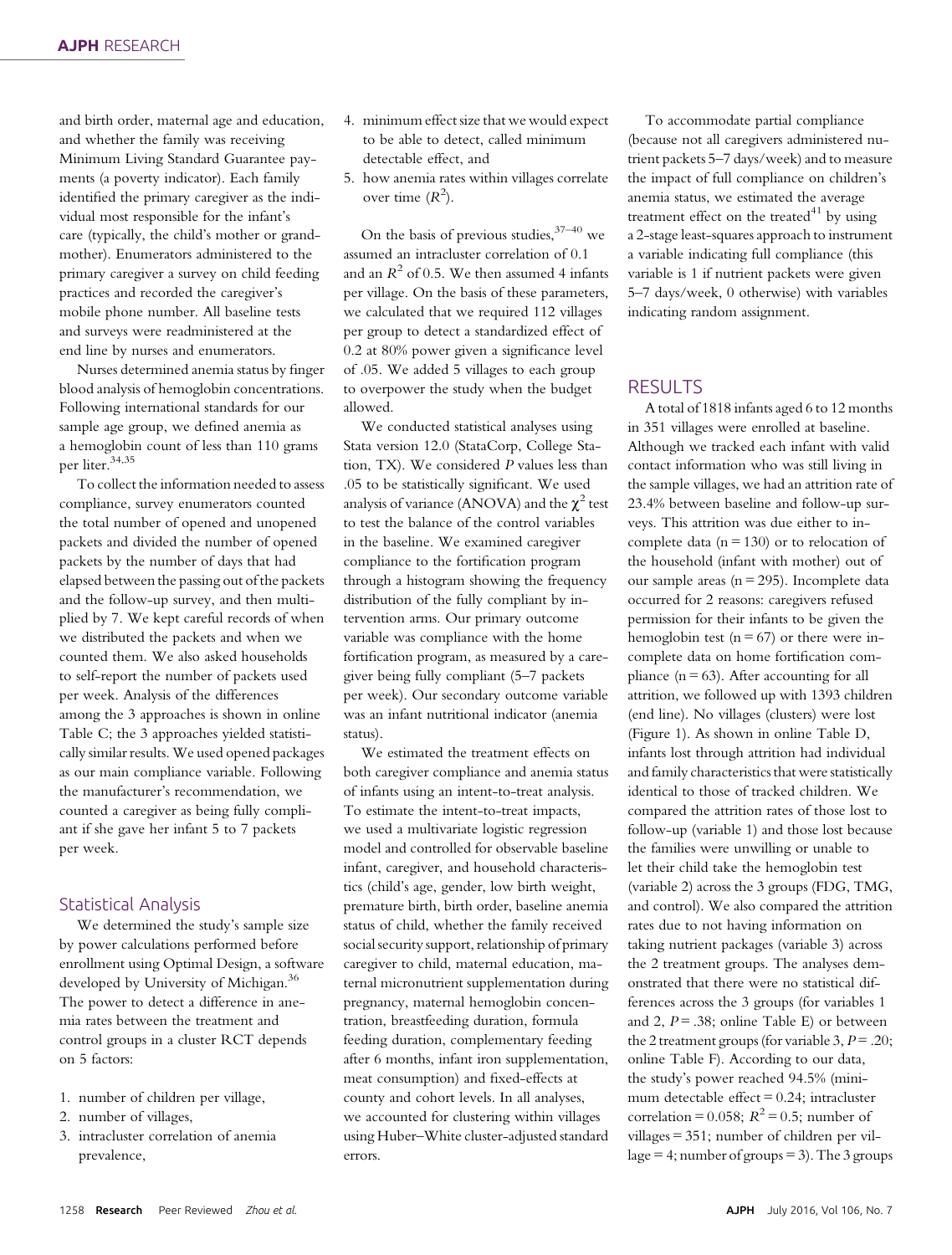and birth order, maternal age and education, and whether the family was receiving Minimum Living Standard Guarantee payments (a poverty indicator). Each family identified the primary caregiver as the individual most responsible for the infant's care (typically, the child's mother or grandmother). Enumerators administered to the primary caregiver a survey on child feeding practices and recorded the caregiver's mobile phone number. All baseline tests and surveys were readministered at the end line by nurses and enumerators.

Nurses determined anemia status by finger blood analysis of hemoglobin concentrations. Following international standards for our sample age group, we defined anemia as a hemoglobin count of less than 110 grams per liter.[34,35]

To collect the information needed to assess compliance, survey enumerators counted the total number of opened and unopened packets and divided the number of opened packets by the number of days that had elapsed between the passing out of the packets and the follow-up survey, and then multiplied by 7. We kept careful records of when we distributed the packets and when we counted them. We also asked households to self-report the number of packets used per week. Analysis of the differences among the 3 approaches is shown in online Table C; the 3 approaches yielded statistically similar results. We used opened packages as our main compliance variable. Following the manufacturer's recommendation, we counted a caregiver as being fully compliant if she gave her infant 5 to 7 packets per week.

## Statistical Analysis

We determined the study's sample size by power calculations performed before enrollment using Optimal Design, a software developed by University of Michigan.[36] The power to detect a difference in anemia rates between the treatment and control groups in a cluster RCT depends on 5 factors:

1. number of children per village,
2. number of villages,
3. intracluster correlation of anemia prevalence,
4. minimum effect size that we would expect to be able to detect, called minimum detectable effect, and
5. how anemia rates within villages correlate over time ($R^2$).

On the basis of previous studies,[37–40] we assumed an intracluster correlation of 0.1 and an $R^2$ of 0.5. We then assumed 4 infants per village. On the basis of these parameters, we calculated that we required 112 villages per group to detect a standardized effect of 0.2 at 80% power given a significance level of .05. We added 5 villages to each group to overpower the study when the budget allowed.

We conducted statistical analyses using Stata version 12.0 (StataCorp, College Station, TX). We considered $P$ values less than .05 to be statistically significant. We used analysis of variance (ANOVA) and the $\chi^2$ test to test the balance of the control variables in the baseline. We examined caregiver compliance to the fortification program through a histogram showing the frequency distribution of the fully compliant by intervention arms. Our primary outcome variable was compliance with the home fortification program, as measured by a caregiver being fully compliant (5–7 packets per week). Our secondary outcome variable was an infant nutritional indicator (anemia status).

We estimated the treatment effects on both caregiver compliance and anemia status of infants using an intent-to-treat analysis. To estimate the intent-to-treat impacts, we used a multivariate logistic regression model and controlled for observable baseline infant, caregiver, and household characteristics (child's age, gender, low birth weight, premature birth, birth order, baseline anemia status of child, whether the family received social security support, relationship of primary caregiver to child, maternal education, maternal micronutrient supplementation during pregnancy, maternal hemoglobin concentration, breastfeeding duration, formula feeding duration, complementary feeding after 6 months, infant iron supplementation, meat consumption) and fixed-effects at county and cohort levels. In all analyses, we accounted for clustering within villages using Huber–White cluster-adjusted standard errors.

To accommodate partial compliance (because not all caregivers administered nutrient packets 5–7 days/week) and to measure the impact of full compliance on children's anemia status, we estimated the average treatment effect on the treated[41] by using a 2-stage least-squares approach to instrument a variable indicating full compliance (this variable is 1 if nutrient packets were given 5–7 days/week, 0 otherwise) with variables indicating random assignment.

## RESULTS

A total of 1818 infants aged 6 to 12 months in 351 villages were enrolled at baseline. Although we tracked each infant with valid contact information who was still living in the sample villages, we had an attrition rate of 23.4% between baseline and follow-up surveys. This attrition was due either to incomplete data (n = 130) or to relocation of the household (infant with mother) out of our sample areas (n = 295). Incomplete data occurred for 2 reasons: caregivers refused permission for their infants to be given the hemoglobin test (n = 67) or there were incomplete data on home fortification compliance (n = 63). After accounting for all attrition, we followed up with 1393 children (end line). No villages (clusters) were lost (Figure 1). As shown in online Table D, infants lost through attrition had individual and family characteristics that were statistically identical to those of tracked children. We compared the attrition rates of those lost to follow-up (variable 1) and those lost because the families were unwilling or unable to let their child take the hemoglobin test (variable 2) across the 3 groups (FDG, TMG, and control). We also compared the attrition rates due to not having information on taking nutrient packages (variable 3) across the 2 treatment groups. The analyses demonstrated that there were no statistical differences across the 3 groups (for variables 1 and 2, $P$ = .38; online Table E) or between the 2 treatment groups (for variable 3, $P$ = .20; online Table F). According to our data, the study's power reached 94.5% (minimum detectable effect = 0.24; intracluster correlation = 0.058; $R^2$ = 0.5; number of villages = 351; number of children per village = 4; number of groups = 3). The 3 groups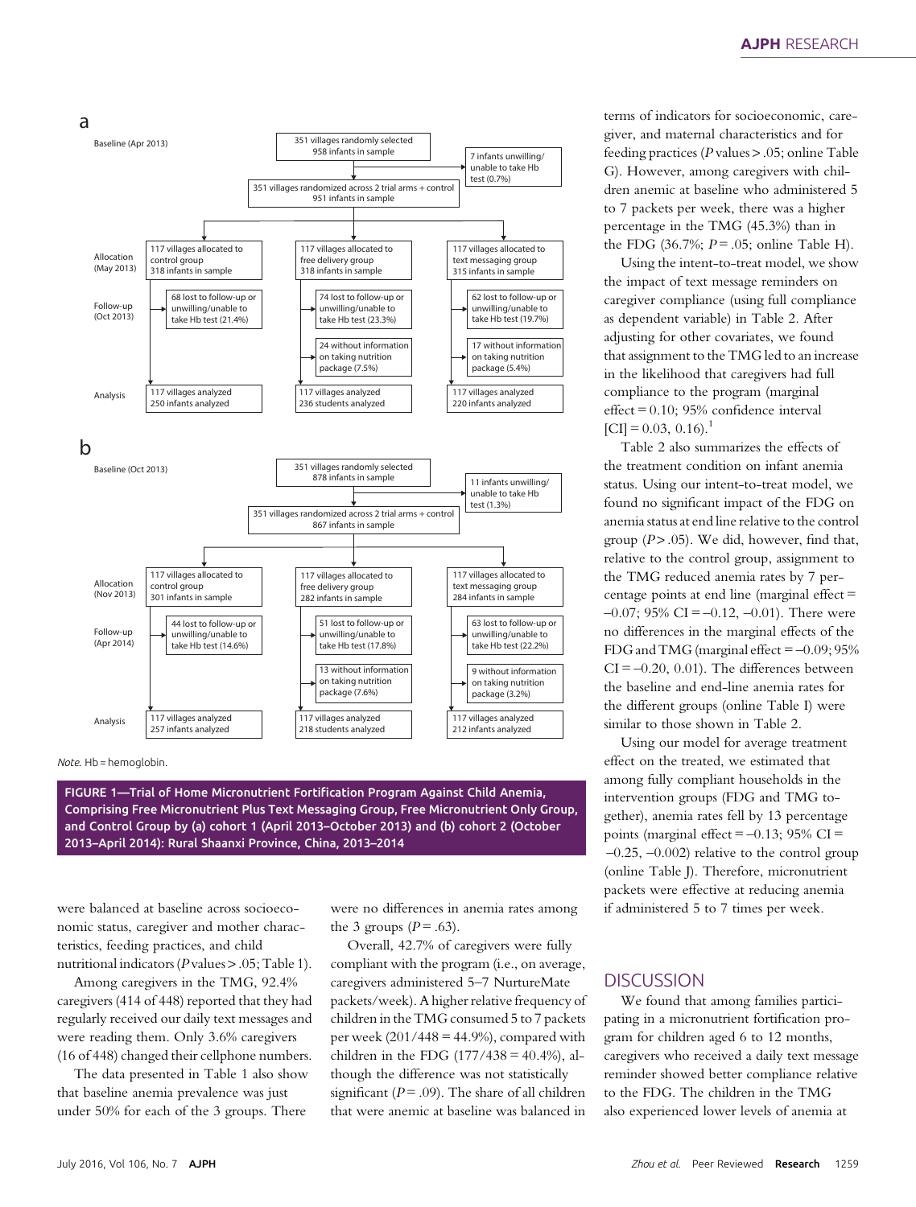**a**

Baseline (Apr 2013)

351 villages randomly selected
958 infants in sample

7 infants unwilling/unable to take Hb test (0.7%)

351 villages randomized across 2 trial arms + control
951 infants in sample

| | Control | Free delivery | Text messaging |
|---|---|---|---|
| Allocation (May 2013) | 117 villages allocated to control group; 318 infants in sample | 117 villages allocated to free delivery group; 318 infants in sample | 117 villages allocated to text messaging group; 315 infants in sample |
| Follow-up (Oct 2013) | 68 lost to follow-up or unwilling/unable to take Hb test (21.4%) | 74 lost to follow-up or unwilling/unable to take Hb test (23.3%); 24 without information on taking nutrition package (7.5%) | 62 lost to follow-up or unwilling/unable to take Hb test (19.7%); 17 without information on taking nutrition package (5.4%) |
| Analysis | 117 villages analyzed; 250 infants analyzed | 117 villages analyzed; 236 students analyzed | 117 villages analyzed; 220 infants analyzed |

**b**

Baseline (Oct 2013)

351 villages randomly selected
878 infants in sample

11 infants unwilling/unable to take Hb test (1.3%)

351 villages randomized across 2 trial arms + control
867 infants in sample

| | Control | Free delivery | Text messaging |
|---|---|---|---|
| Allocation (Nov 2013) | 117 villages allocated to control group; 301 infants in sample | 117 villages allocated to free delivery group; 282 infants in sample | 117 villages allocated to text messaging group; 284 infants in sample |
| Follow-up (Apr 2014) | 44 lost to follow-up or unwilling/unable to take Hb test (14.6%) | 51 lost to follow-up or unwilling/unable to take Hb test (17.8%); 13 without information on taking nutrition package (7.6%) | 63 lost to follow-up or unwilling/unable to take Hb test (22.2%); 9 without information on taking nutrition package (3.2%) |
| Analysis | 117 villages analyzed; 257 infants analyzed | 117 villages analyzed; 218 students analyzed | 117 villages analyzed; 212 infants analyzed |

*Note.* Hb = hemoglobin.

**FIGURE 1—Trial of Home Micronutrient Fortification Program Against Child Anemia, Comprising Free Micronutrient Plus Text Messaging Group, Free Micronutrient Only Group, and Control Group by (a) cohort 1 (April 2013–October 2013) and (b) cohort 2 (October 2013–April 2014): Rural Shaanxi Province, China, 2013–2014**

were balanced at baseline across socioeconomic status, caregiver and mother characteristics, feeding practices, and child nutritional indicators ($P$ values > .05; Table 1).

Among caregivers in the TMG, 92.4% caregivers (414 of 448) reported that they had regularly received our daily text messages and were reading them. Only 3.6% caregivers (16 of 448) changed their cellphone numbers.

The data presented in Table 1 also show that baseline anemia prevalence was just under 50% for each of the 3 groups. There were no differences in anemia rates among the 3 groups ($P$ = .63).

Overall, 42.7% of caregivers were fully compliant with the program (i.e., on average, caregivers administered 5–7 NurtureMate packets/week). A higher relative frequency of children in the TMG consumed 5 to 7 packets per week (201/448 = 44.9%), compared with children in the FDG (177/438 = 40.4%), although the difference was not statistically significant ($P$ = .09). The share of all children that were anemic at baseline was balanced in terms of indicators for socioeconomic, caregiver, and maternal characteristics and for feeding practices ($P$ values > .05; online Table G). However, among caregivers with children anemic at baseline who administered 5 to 7 packets per week, there was a higher percentage in the TMG (45.3%) than in the FDG (36.7%; $P$ = .05; online Table H).

Using the intent-to-treat model, we show the impact of text message reminders on caregiver compliance (using full compliance as dependent variable) in Table 2. After adjusting for other covariates, we found that assignment to the TMG led to an increase in the likelihood that caregivers had full compliance to the program (marginal effect = 0.10; 95% confidence interval [CI] = 0.03, 0.16).[1]

Table 2 also summarizes the effects of the treatment condition on infant anemia status. Using our intent-to-treat model, we found no significant impact of the FDG on anemia status at end line relative to the control group ($P$ > .05). We did, however, find that, relative to the control group, assignment to the TMG reduced anemia rates by 7 percentage points at end line (marginal effect = –0.07; 95% CI = –0.12, –0.01). There were no differences in the marginal effects of the FDG and TMG (marginal effect = –0.09; 95% CI = –0.20, 0.01). The differences between the baseline and end-line anemia rates for the different groups (online Table I) were similar to those shown in Table 2.

Using our model for average treatment effect on the treated, we estimated that among fully compliant households in the intervention groups (FDG and TMG together), anemia rates fell by 13 percentage points (marginal effect = –0.13; 95% CI = –0.25, –0.002) relative to the control group (online Table J). Therefore, micronutrient packets were effective at reducing anemia if administered 5 to 7 times per week.

## DISCUSSION

We found that among families participating in a micronutrient fortification program for children aged 6 to 12 months, caregivers who received a daily text message reminder showed better compliance relative to the FDG. The children in the TMG also experienced lower levels of anemia at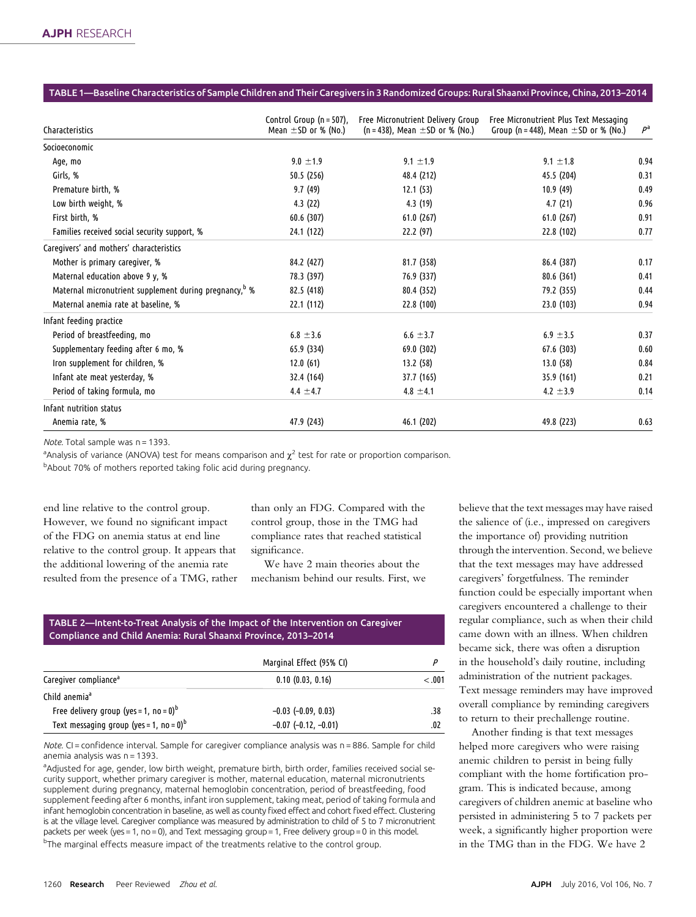**TABLE 1—Baseline Characteristics of Sample Children and Their Caregivers in 3 Randomized Groups: Rural Shaanxi Province, China, 2013–2014**

| Characteristics | Control Group (n = 507), Mean ±SD or % (No.) | Free Micronutrient Delivery Group (n = 438), Mean ±SD or % (No.) | Free Micronutrient Plus Text Messaging Group (n = 448), Mean ±SD or % (No.) | P[a] |
|---|---|---|---|---|
| Socioeconomic | | | | |
| Age, mo | 9.0 ±1.9 | 9.1 ±1.9 | 9.1 ±1.8 | 0.94 |
| Girls, % | 50.5 (256) | 48.4 (212) | 45.5 (204) | 0.31 |
| Premature birth, % | 9.7 (49) | 12.1 (53) | 10.9 (49) | 0.49 |
| Low birth weight, % | 4.3 (22) | 4.3 (19) | 4.7 (21) | 0.96 |
| First birth, % | 60.6 (307) | 61.0 (267) | 61.0 (267) | 0.91 |
| Families received social security support, % | 24.1 (122) | 22.2 (97) | 22.8 (102) | 0.77 |
| Caregivers' and mothers' characteristics | | | | |
| Mother is primary caregiver, % | 84.2 (427) | 81.7 (358) | 86.4 (387) | 0.17 |
| Maternal education above 9 y, % | 78.3 (397) | 76.9 (337) | 80.6 (361) | 0.41 |
| Maternal micronutrient supplement during pregnancy,[b] % | 82.5 (418) | 80.4 (352) | 79.2 (355) | 0.44 |
| Maternal anemia rate at baseline, % | 22.1 (112) | 22.8 (100) | 23.0 (103) | 0.94 |
| Infant feeding practice | | | | |
| Period of breastfeeding, mo | 6.8 ±3.6 | 6.6 ±3.7 | 6.9 ±3.5 | 0.37 |
| Supplementary feeding after 6 mo, % | 65.9 (334) | 69.0 (302) | 67.6 (303) | 0.60 |
| Iron supplement for children, % | 12.0 (61) | 13.2 (58) | 13.0 (58) | 0.84 |
| Infant ate meat yesterday, % | 32.4 (164) | 37.7 (165) | 35.9 (161) | 0.21 |
| Period of taking formula, mo | 4.4 ±4.7 | 4.8 ±4.1 | 4.2 ±3.9 | 0.14 |
| Infant nutrition status | | | | |
| Anemia rate, % | 47.9 (243) | 46.1 (202) | 49.8 (223) | 0.63 |

*Note.* Total sample was n = 1393.

[a]Analysis of variance (ANOVA) test for means comparison and $\chi^2$ test for rate or proportion comparison.

[b]About 70% of mothers reported taking folic acid during pregnancy.

end line relative to the control group. However, we found no significant impact of the FDG on anemia status at end line relative to the control group. It appears that the additional lowering of the anemia rate resulted from the presence of a TMG, rather than only an FDG. Compared with the control group, those in the TMG had compliance rates that reached statistical significance.

We have 2 main theories about the mechanism behind our results. First, we believe that the text messages may have raised the salience of (i.e., impressed on caregivers the importance of) providing nutrition through the intervention. Second, we believe that the text messages may have addressed caregivers' forgetfulness. The reminder function could be especially important when caregivers encountered a challenge to their regular compliance, such as when their child came down with an illness. When children became sick, there was often a disruption in the household's daily routine, including administration of the nutrient packages. Text message reminders may have improved overall compliance by reminding caregivers to return to their prechallenge routine.

Another finding is that text messages helped more caregivers who were raising anemic children to persist in being fully compliant with the home fortification program. This is indicated because, among caregivers of children anemic at baseline who persisted in administering 5 to 7 packets per week, a significantly higher proportion were in the TMG than in the FDG. We have 2

**TABLE 2—Intent-to-Treat Analysis of the Impact of the Intervention on Caregiver Compliance and Child Anemia: Rural Shaanxi Province, 2013–2014**

| | Marginal Effect (95% CI) | P |
|---|---|---|
| Caregiver compliance[a] | 0.10 (0.03, 0.16) | <.001 |
| Child anemia[a] | | |
| Free delivery group (yes = 1, no = 0)[b] | −0.03 (−0.09, 0.03) | .38 |
| Text messaging group (yes = 1, no = 0)[b] | −0.07 (−0.12, −0.01) | .02 |

*Note.* CI = confidence interval. Sample for caregiver compliance analysis was n = 886. Sample for child anemia analysis was n = 1393.

[a]Adjusted for age, gender, low birth weight, premature birth, birth order, families received social security support, whether primary caregiver is mother, maternal education, maternal micronutrients supplement during pregnancy, maternal hemoglobin concentration, period of breastfeeding, food supplement feeding after 6 months, infant iron supplement, taking meat, period of taking formula and infant hemoglobin concentration in baseline, as well as county fixed effect and cohort fixed effect. Clustering is at the village level. Caregiver compliance was measured by administration to child of 5 to 7 micronutrient packets per week (yes = 1, no = 0), and Text messaging group = 1, Free delivery group = 0 in this model.

[b]The marginal effects measure impact of the treatments relative to the control group.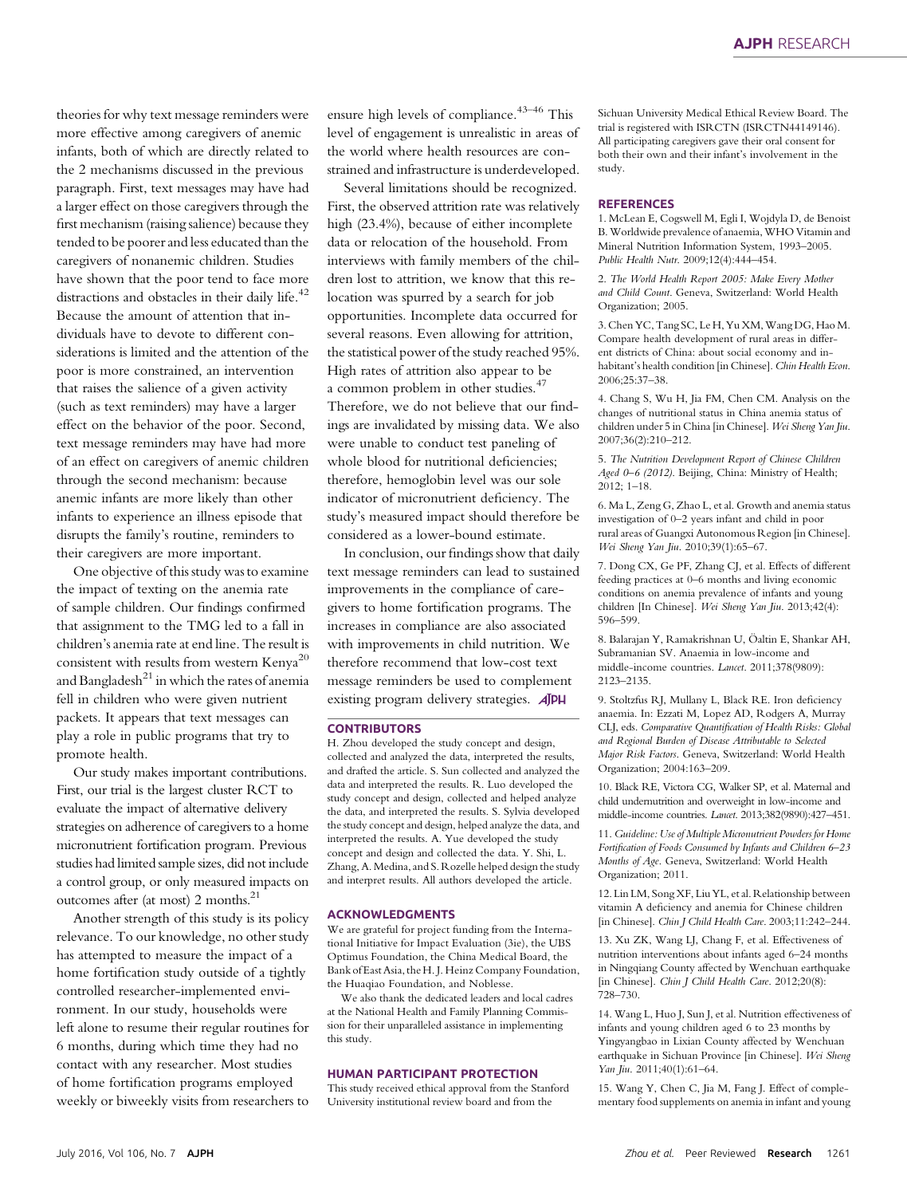theories for why text message reminders were more effective among caregivers of anemic infants, both of which are directly related to the 2 mechanisms discussed in the previous paragraph. First, text messages may have had a larger effect on those caregivers through the first mechanism (raising salience) because they tended to be poorer and less educated than the caregivers of nonanemic children. Studies have shown that the poor tend to face more distractions and obstacles in their daily life.[42] Because the amount of attention that individuals have to devote to different considerations is limited and the attention of the poor is more constrained, an intervention that raises the salience of a given activity (such as text reminders) may have a larger effect on the behavior of the poor. Second, text message reminders may have had more of an effect on caregivers of anemic children through the second mechanism: because anemic infants are more likely than other infants to experience an illness episode that disrupts the family's routine, reminders to their caregivers are more important.

One objective of this study was to examine the impact of texting on the anemia rate of sample children. Our findings confirmed that assignment to the TMG led to a fall in children's anemia rate at end line. The result is consistent with results from western Kenya[20] and Bangladesh[21] in which the rates of anemia fell in children who were given nutrient packets. It appears that text messages can play a role in public programs that try to promote health.

Our study makes important contributions. First, our trial is the largest cluster RCT to evaluate the impact of alternative delivery strategies on adherence of caregivers to a home micronutrient fortification program. Previous studies had limited sample sizes, did not include a control group, or only measured impacts on outcomes after (at most) 2 months.[21]

Another strength of this study is its policy relevance. To our knowledge, no other study has attempted to measure the impact of a home fortification study outside of a tightly controlled researcher-implemented environment. In our study, households were left alone to resume their regular routines for 6 months, during which time they had no contact with any researcher. Most studies of home fortification programs employed weekly or biweekly visits from researchers to ensure high levels of compliance.[43–46] This level of engagement is unrealistic in areas of the world where health resources are constrained and infrastructure is underdeveloped.

Several limitations should be recognized. First, the observed attrition rate was relatively high (23.4%), because of either incomplete data or relocation of the household. From interviews with family members of the children lost to attrition, we know that this relocation was spurred by a search for job opportunities. Incomplete data occurred for several reasons. Even allowing for attrition, the statistical power of the study reached 95%. High rates of attrition also appear to be a common problem in other studies.[47] Therefore, we do not believe that our findings are invalidated by missing data. We also were unable to conduct test paneling of whole blood for nutritional deficiencies; therefore, hemoglobin level was our sole indicator of micronutrient deficiency. The study's measured impact should therefore be considered as a lower-bound estimate.

In conclusion, our findings show that daily text message reminders can lead to sustained improvements in the compliance of caregivers to home fortification programs. The increases in compliance are also associated with improvements in child nutrition. We therefore recommend that low-cost text message reminders be used to complement existing program delivery strategies.

### CONTRIBUTORS

H. Zhou developed the study concept and design, collected and analyzed the data, interpreted the results, and drafted the article. S. Sun collected and analyzed the data and interpreted the results. R. Luo developed the study concept and design, collected and helped analyze the data, and interpreted the results. S. Sylvia developed the study concept and design, helped analyze the data, and interpreted the results. A. Yue developed the study concept and design and collected the data. Y. Shi, L. Zhang, A. Medina, and S. Rozelle helped design the study and interpret results. All authors developed the article.

### ACKNOWLEDGMENTS

We are grateful for project funding from the International Initiative for Impact Evaluation (3ie), the UBS Optimus Foundation, the China Medical Board, the Bank of East Asia, the H. J. Heinz Company Foundation, the Huaqiao Foundation, and Noblesse.

We also thank the dedicated leaders and local cadres at the National Health and Family Planning Commission for their unparalleled assistance in implementing this study.

### HUMAN PARTICIPANT PROTECTION

This study received ethical approval from the Stanford University institutional review board and from the Sichuan University Medical Ethical Review Board. The trial is registered with ISRCTN (ISRCTN44149146). All participating caregivers gave their oral consent for both their own and their infant's involvement in the study.

### REFERENCES

1. McLean E, Cogswell M, Egli I, Wojdyla D, de Benoist B. Worldwide prevalence of anaemia, WHO Vitamin and Mineral Nutrition Information System, 1993–2005. *Public Health Nutr*. 2009;12(4):444–454.

2. *The World Health Report 2005: Make Every Mother and Child Count*. Geneva, Switzerland: World Health Organization; 2005.

3. Chen YC, Tang SC, Le H, Yu XM, Wang DG, Hao M. Compare health development of rural areas in different districts of China: about social economy and inhabitant's health condition [in Chinese]. *Chin Health Econ*. 2006;25:37–38.

4. Chang S, Wu H, Jia FM, Chen CM. Analysis on the changes of nutritional status in China anemia status of children under 5 in China [in Chinese]. *Wei Sheng Yan Jiu*. 2007;36(2):210–212.

5. *The Nutrition Development Report of Chinese Children Aged 0–6 (2012)*. Beijing, China: Ministry of Health; 2012; 1–18.

6. Ma L, Zeng G, Zhao L, et al. Growth and anemia status investigation of 0–2 years infant and child in poor rural areas of Guangxi Autonomous Region [in Chinese]. *Wei Sheng Yan Jiu*. 2010;39(1):65–67.

7. Dong CX, Ge PF, Zhang CJ, et al. Effects of different feeding practices at 0–6 months and living economic conditions on anemia prevalence of infants and young children [In Chinese]. *Wei Sheng Yan Jiu*. 2013;42(4): 596–599.

8. Balarajan Y, Ramakrishnan U, Öaltin E, Shankar AH, Subramanian SV. Anaemia in low-income and middle-income countries. *Lancet*. 2011;378(9809): 2123–2135.

9. Stoltzfus RJ, Mullany L, Black RE. Iron deficiency anaemia. In: Ezzati M, Lopez AD, Rodgers A, Murray CLJ, eds. *Comparative Quantification of Health Risks: Global and Regional Burden of Disease Attributable to Selected Major Risk Factors*. Geneva, Switzerland: World Health Organization; 2004:163–209.

10. Black RE, Victora CG, Walker SP, et al. Maternal and child undernutrition and overweight in low-income and middle-income countries. *Lancet*. 2013;382(9890):427–451.

11. *Guideline: Use of Multiple Micronutrient Powders for Home Fortification of Foods Consumed by Infants and Children 6–23 Months of Age*. Geneva, Switzerland: World Health Organization; 2011.

12. Lin LM, Song XF, Liu YL, et al. Relationship between vitamin A deficiency and anemia for Chinese children [in Chinese]. *Chin J Child Health Care*. 2003;11:242–244.

13. Xu ZK, Wang LJ, Chang F, et al. Effectiveness of nutrition interventions about infants aged 6–24 months in Ningqiang County affected by Wenchuan earthquake [in Chinese]. *Chin J Child Health Care*. 2012;20(8): 728–730.

14. Wang L, Huo J, Sun J, et al. Nutrition effectiveness of infants and young children aged 6 to 23 months by Yingyangbao in Lixian County affected by Wenchuan earthquake in Sichuan Province [in Chinese]. *Wei Sheng Yan Jiu*. 2011;40(1):61–64.

15. Wang Y, Chen C, Jia M, Fang J. Effect of complementary food supplements on anemia in infant and young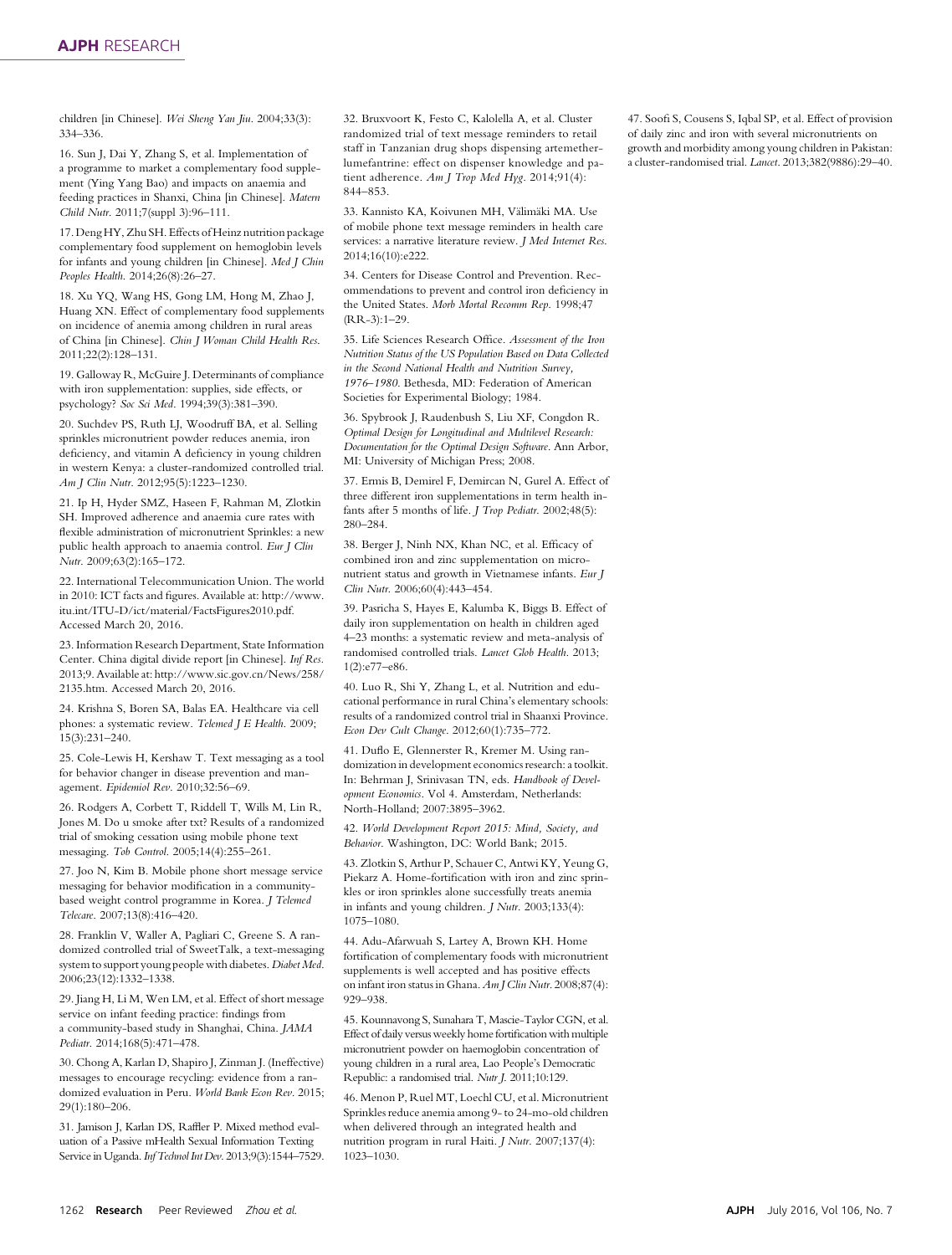children [in Chinese]. *Wei Sheng Yan Jiu*. 2004;33(3): 334–336.

16. Sun J, Dai Y, Zhang S, et al. Implementation of a programme to market a complementary food supplement (Ying Yang Bao) and impacts on anaemia and feeding practices in Shanxi, China [in Chinese]. *Matern Child Nutr*. 2011;7(suppl 3):96–111.

17. Deng HY, Zhu SH. Effects of Heinz nutrition package complementary food supplement on hemoglobin levels for infants and young children [in Chinese]. *Med J Chin Peoples Health*. 2014;26(8):26–27.

18. Xu YQ, Wang HS, Gong LM, Hong M, Zhao J, Huang XN. Effect of complementary food supplements on incidence of anemia among children in rural areas of China [in Chinese]. *Chin J Woman Child Health Res*. 2011;22(2):128–131.

19. Galloway R, McGuire J. Determinants of compliance with iron supplementation: supplies, side effects, or psychology? *Soc Sci Med*. 1994;39(3):381–390.

20. Suchdev PS, Ruth LJ, Woodruff BA, et al. Selling sprinkles micronutrient powder reduces anemia, iron deficiency, and vitamin A deficiency in young children in western Kenya: a cluster-randomized controlled trial. *Am J Clin Nutr*. 2012;95(5):1223–1230.

21. Ip H, Hyder SMZ, Haseen F, Rahman M, Zlotkin SH. Improved adherence and anaemia cure rates with flexible administration of micronutrient Sprinkles: a new public health approach to anaemia control. *Eur J Clin Nutr*. 2009;63(2):165–172.

22. International Telecommunication Union. The world in 2010: ICT facts and figures. Available at: http://www.itu.int/ITU-D/ict/material/FactsFigures2010.pdf. Accessed March 20, 2016.

23. Information Research Department, State Information Center. China digital divide report [in Chinese]. *Inf Res*. 2013;9. Available at: http://www.sic.gov.cn/News/258/2135.htm. Accessed March 20, 2016.

24. Krishna S, Boren SA, Balas EA. Healthcare via cell phones: a systematic review. *Telemed J E Health*. 2009; 15(3):231–240.

25. Cole-Lewis H, Kershaw T. Text messaging as a tool for behavior changer in disease prevention and management. *Epidemiol Rev*. 2010;32:56–69.

26. Rodgers A, Corbett T, Riddell T, Wills M, Lin R, Jones M. Do u smoke after txt? Results of a randomized trial of smoking cessation using mobile phone text messaging. *Tob Control*. 2005;14(4):255–261.

27. Joo N, Kim B. Mobile phone short message service messaging for behavior modification in a community-based weight control programme in Korea. *J Telemed Telecare*. 2007;13(8):416–420.

28. Franklin V, Waller A, Pagliari C, Greene S. A randomized controlled trial of SweetTalk, a text-messaging system to support young people with diabetes. *Diabet Med*. 2006;23(12):1332–1338.

29. Jiang H, Li M, Wen LM, et al. Effect of short message service on infant feeding practice: findings from a community-based study in Shanghai, China. *JAMA Pediatr*. 2014;168(5):471–478.

30. Chong A, Karlan D, Shapiro J, Zinman J. (Ineffective) messages to encourage recycling: evidence from a randomized evaluation in Peru. *World Bank Econ Rev*. 2015; 29(1):180–206.

31. Jamison J, Karlan DS, Raffler P. Mixed method evaluation of a Passive mHealth Sexual Information Texting Service in Uganda. *Inf Technol Int Dev*. 2013;9(3):1544–7529.

32. Bruxvoort K, Festo C, Kalolella A, et al. Cluster randomized trial of text message reminders to retail staff in Tanzanian drug shops dispensing artemether-lumefantrine: effect on dispenser knowledge and patient adherence. *Am J Trop Med Hyg*. 2014;91(4): 844–853.

33. Kannisto KA, Koivunen MH, Välimäki MA. Use of mobile phone text message reminders in health care services: a narrative literature review. *J Med Internet Res*. 2014;16(10):e222.

34. Centers for Disease Control and Prevention. Recommendations to prevent and control iron deficiency in the United States. *Morb Mortal Recomm Rep*. 1998;47 (RR-3):1–29.

35. Life Sciences Research Office. *Assessment of the Iron Nutrition Status of the US Population Based on Data Collected in the Second National Health and Nutrition Survey, 1976–1980*. Bethesda, MD: Federation of American Societies for Experimental Biology; 1984.

36. Spybrook J, Raudenbush S, Liu XF, Congdon R. *Optimal Design for Longitudinal and Multilevel Research: Documentation for the Optimal Design Software*. Ann Arbor, MI: University of Michigan Press; 2008.

37. Ermis B, Demirel F, Demircan N, Gurel A. Effect of three different iron supplementations in term health infants after 5 months of life. *J Trop Pediatr*. 2002;48(5): 280–284.

38. Berger J, Ninh NX, Khan NC, et al. Efficacy of combined iron and zinc supplementation on micronutrient status and growth in Vietnamese infants. *Eur J Clin Nutr*. 2006;60(4):443–454.

39. Pasricha S, Hayes E, Kalumba K, Biggs B. Effect of daily iron supplementation on health in children aged 4–23 months: a systematic review and meta-analysis of randomised controlled trials. *Lancet Glob Health*. 2013; 1(2):e77–e86.

40. Luo R, Shi Y, Zhang L, et al. Nutrition and educational performance in rural China's elementary schools: results of a randomized control trial in Shaanxi Province. *Econ Dev Cult Change*. 2012;60(1):735–772.

41. Duflo E, Glennerster R, Kremer M. Using randomization in development economics research: a toolkit. In: Behrman J, Srinivasan TN, eds. *Handbook of Development Economics*. Vol 4. Amsterdam, Netherlands: North-Holland; 2007:3895–3962.

42. *World Development Report 2015: Mind, Society, and Behavior*. Washington, DC: World Bank; 2015.

43. Zlotkin S, Arthur P, Schauer C, Antwi KY, Yeung G, Piekarz A. Home-fortification with iron and zinc sprinkles or iron sprinkles alone successfully treats anemia in infants and young children. *J Nutr*. 2003;133(4): 1075–1080.

44. Adu-Afarwuah S, Lartey A, Brown KH. Home fortification of complementary foods with micronutrient supplements is well accepted and has positive effects on infant iron status in Ghana. *Am J Clin Nutr*. 2008;87(4): 929–938.

45. Kounnavong S, Sunahara T, Mascie-Taylor CGN, et al. Effect of daily versus weekly home fortification with multiple micronutrient powder on haemoglobin concentration of young children in a rural area, Lao People's Democratic Republic: a randomised trial. *Nutr J*. 2011;10:129.

46. Menon P, Ruel MT, Loechl CU, et al. Micronutrient Sprinkles reduce anemia among 9- to 24-mo-old children when delivered through an integrated health and nutrition program in rural Haiti. *J Nutr*. 2007;137(4): 1023–1030.

47. Soofi S, Cousens S, Iqbal SP, et al. Effect of provision of daily zinc and iron with several micronutrients on growth and morbidity among young children in Pakistan: a cluster-randomised trial. *Lancet*. 2013;382(9886):29–40.